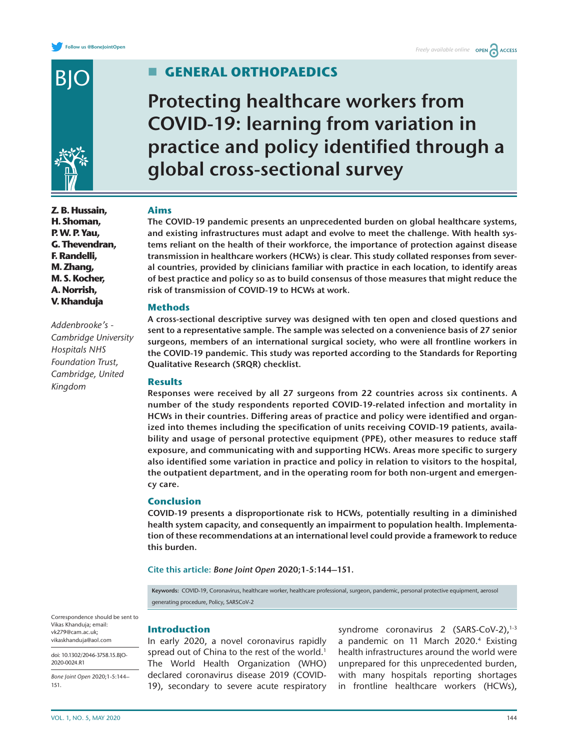# GENERAL ORTHOPAEDICS

# Protecting healthcare workers from COVID-19: learning from variation in practice and policy identified through a global cross-sectional survey

**Z. B. Hussain, H. Shoman, P. W. P. Yau, G. Thevendran, F. Randelli, M. Zhang, M. S. Kocher, A. Norrish, V. Khanduja**

*Addenbrooke's - Cambridge University Hospitals NHS Foundation Trust, Cambridge, United Kingdom*

## Aims

The COVID-19 pandemic presents an unprecedented burden on global healthcare systems, and existing infrastructures must adapt and evolve to meet the challenge. With health systems reliant on the health of their workforce, the importance of protection against disease transmission in healthcare workers (HCWs) is clear. This study collated responses from several countries, provided by clinicians familiar with practice in each location, to identify areas of best practice and policy so as to build consensus of those measures that might reduce the risk of transmission of COVID-19 to HCWs at work.

## Methods

A cross-sectional descriptive survey was designed with ten open and closed questions and sent to a representative sample. The sample was selected on a convenience basis of 27 senior surgeons, members of an international surgical society, who were all frontline workers in the COVID-19 pandemic. This study was reported according to the Standards for Reporting Qualitative Research (SRQR) checklist.

## Results

Responses were received by all 27 surgeons from 22 countries across six continents. A number of the study respondents reported COVID-19-related infection and mortality in HCWs in their countries. Differing areas of practice and policy were identified and organized into themes including the specification of units receiving COVID-19 patients, availability and usage of personal protective equipment (PPE), other measures to reduce staff exposure, and communicating with and supporting HCWs. Areas more specific to surgery also identified some variation in practice and policy in relation to visitors to the hospital, the outpatient department, and in the operating room for both non-urgent and emergency care.

## Conclusion

COVID-19 presents a disproportionate risk to HCWs, potentially resulting in a diminished health system capacity, and consequently an impairment to population health. Implementation of these recommendations at an international level could provide a framework to reduce this burden.

Cite this article: *Bone Joint Open* 2020;1-5:144–151.

**Keywords:** COVID-19, Coronavirus, healthcare worker, healthcare professional, surgeon, pandemic, personal protective equipment, aerosol generating procedure, Policy, SARSCoV-2

Correspondence should be sent to Vikas Khanduja; email: vk279@cam.ac.uk; vikaskhanduja@aol.com

doi: 10.1302/2046-3758.15.BJO-2020-0024.R1

*Bone Joint Open* 2020;1-5:144–151.

## Introduction

In early 2020, a novel coronavirus rapidly spread out of China to the rest of the world.[1] The World Health Organization (WHO) declared coronavirus disease 2019 (COVID-19), secondary to severe acute respiratory syndrome coronavirus 2 (SARS-CoV-2),[1-3] a pandemic on 11 March 2020.[4] Existing health infrastructures around the world were unprepared for this unprecedented burden, with many hospitals reporting shortages in frontline healthcare workers (HCWs),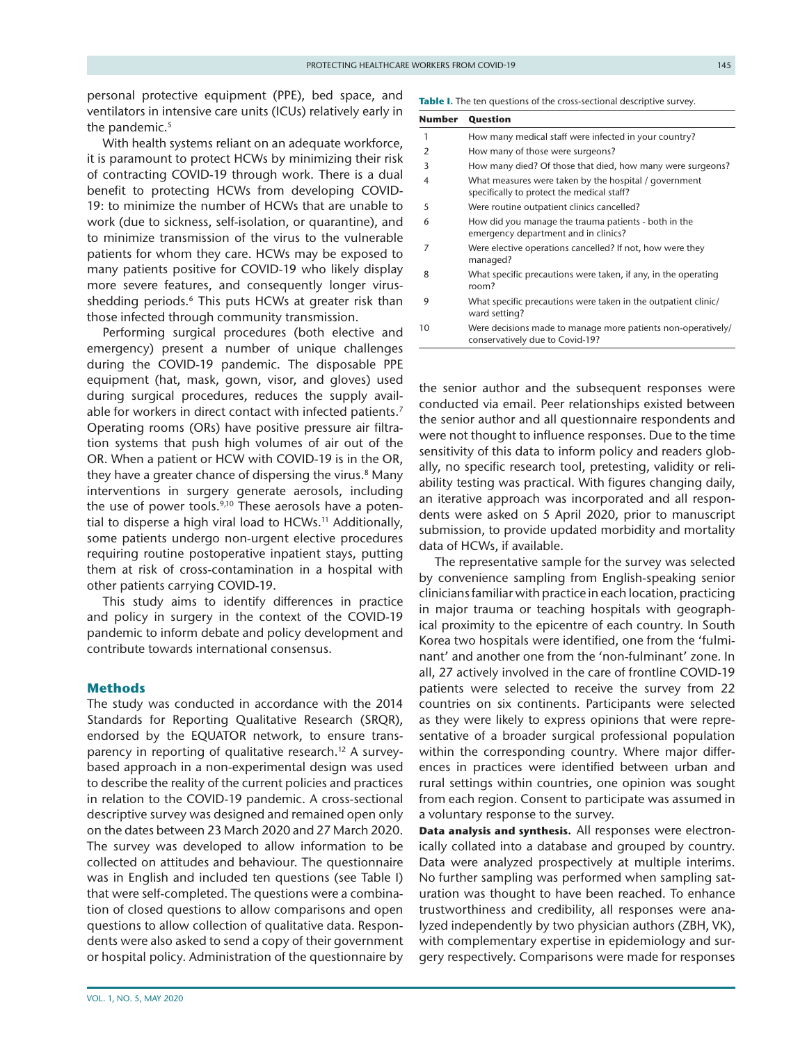personal protective equipment (PPE), bed space, and ventilators in intensive care units (ICUs) relatively early in the pandemic.[5]

With health systems reliant on an adequate workforce, it is paramount to protect HCWs by minimizing their risk of contracting COVID-19 through work. There is a dual benefit to protecting HCWs from developing COVID-19: to minimize the number of HCWs that are unable to work (due to sickness, self-isolation, or quarantine), and to minimize transmission of the virus to the vulnerable patients for whom they care. HCWs may be exposed to many patients positive for COVID-19 who likely display more severe features, and consequently longer virus-shedding periods.[6] This puts HCWs at greater risk than those infected through community transmission.

Performing surgical procedures (both elective and emergency) present a number of unique challenges during the COVID-19 pandemic. The disposable PPE equipment (hat, mask, gown, visor, and gloves) used during surgical procedures, reduces the supply available for workers in direct contact with infected patients.[7] Operating rooms (ORs) have positive pressure air filtration systems that push high volumes of air out of the OR. When a patient or HCW with COVID-19 is in the OR, they have a greater chance of dispersing the virus.[8] Many interventions in surgery generate aerosols, including the use of power tools.[9,10] These aerosols have a potential to disperse a high viral load to HCWs.[11] Additionally, some patients undergo non-urgent elective procedures requiring routine postoperative inpatient stays, putting them at risk of cross-contamination in a hospital with other patients carrying COVID-19.

This study aims to identify differences in practice and policy in surgery in the context of the COVID-19 pandemic to inform debate and policy development and contribute towards international consensus.

## Methods

The study was conducted in accordance with the 2014 Standards for Reporting Qualitative Research (SRQR), endorsed by the EQUATOR network, to ensure transparency in reporting of qualitative research.[12] A survey-based approach in a non-experimental design was used to describe the reality of the current policies and practices in relation to the COVID-19 pandemic. A cross-sectional descriptive survey was designed and remained open only on the dates between 23 March 2020 and 27 March 2020. The survey was developed to allow information to be collected on attitudes and behaviour. The questionnaire was in English and included ten questions (see Table I) that were self-completed. The questions were a combination of closed questions to allow comparisons and open questions to allow collection of qualitative data. Respondents were also asked to send a copy of their government or hospital policy. Administration of the questionnaire by the senior author and the subsequent responses were conducted via email. Peer relationships existed between the senior author and all questionnaire respondents and were not thought to influence responses. Due to the time sensitivity of this data to inform policy and readers globally, no specific research tool, pretesting, validity or reliability testing was practical. With figures changing daily, an iterative approach was incorporated and all respondents were asked on 5 April 2020, prior to manuscript submission, to provide updated morbidity and mortality data of HCWs, if available.

**Table I.** The ten questions of the cross-sectional descriptive survey.

| Number | Question |
|---|---|
| 1 | How many medical staff were infected in your country? |
| 2 | How many of those were surgeons? |
| 3 | How many died? Of those that died, how many were surgeons? |
| 4 | What measures were taken by the hospital / government specifically to protect the medical staff? |
| 5 | Were routine outpatient clinics cancelled? |
| 6 | How did you manage the trauma patients - both in the emergency department and in clinics? |
| 7 | Were elective operations cancelled? If not, how were they managed? |
| 8 | What specific precautions were taken, if any, in the operating room? |
| 9 | What specific precautions were taken in the outpatient clinic/ ward setting? |
| 10 | Were decisions made to manage more patients non-operatively/ conservatively due to Covid-19? |

The representative sample for the survey was selected by convenience sampling from English-speaking senior clinicians familiar with practice in each location, practicing in major trauma or teaching hospitals with geographical proximity to the epicentre of each country. In South Korea two hospitals were identified, one from the 'fulminant' and another one from the 'non-fulminant' zone. In all, 27 actively involved in the care of frontline COVID-19 patients were selected to receive the survey from 22 countries on six continents. Participants were selected as they were likely to express opinions that were representative of a broader surgical professional population within the corresponding country. Where major differences in practices were identified between urban and rural settings within countries, one opinion was sought from each region. Consent to participate was assumed in a voluntary response to the survey.

**Data analysis and synthesis.** All responses were electronically collated into a database and grouped by country. Data were analyzed prospectively at multiple interims. No further sampling was performed when sampling saturation was thought to have been reached. To enhance trustworthiness and credibility, all responses were analyzed independently by two physician authors (ZBH, VK), with complementary expertise in epidemiology and surgery respectively. Comparisons were made for responses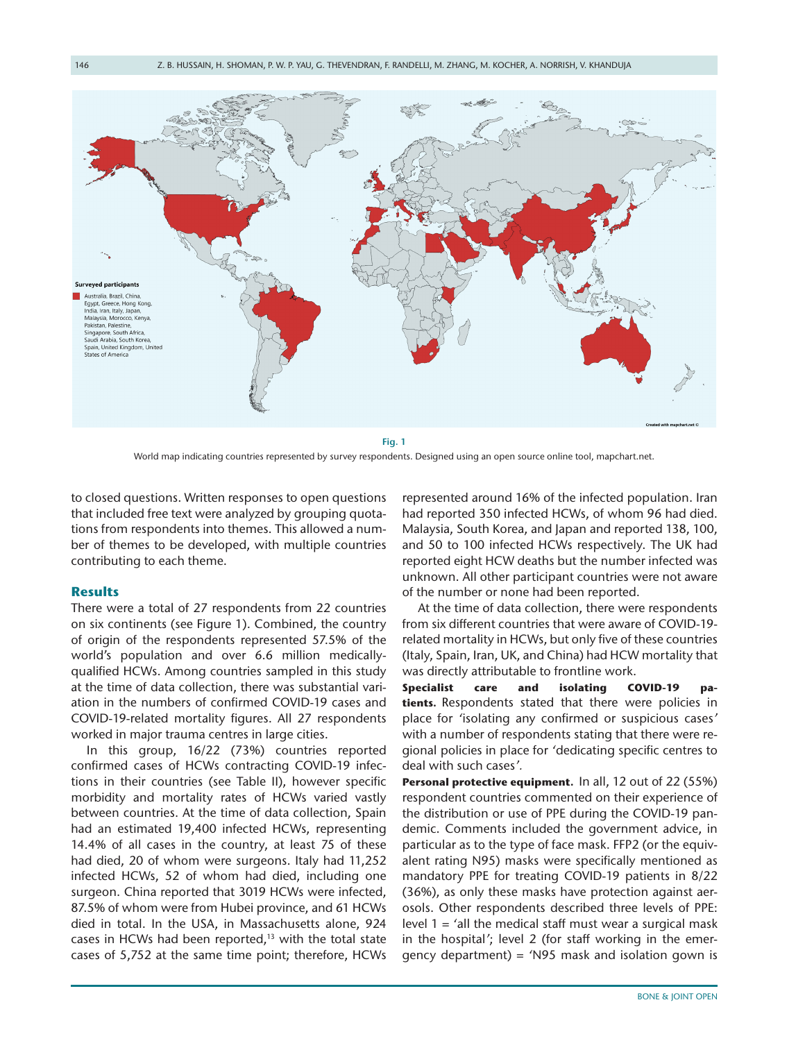Fig. 1

World map indicating countries represented by survey respondents. Designed using an open source online tool, mapchart.net.

to closed questions. Written responses to open questions that included free text were analyzed by grouping quotations from respondents into themes. This allowed a number of themes to be developed, with multiple countries contributing to each theme.

## Results

There were a total of 27 respondents from 22 countries on six continents (see Figure 1). Combined, the country of origin of the respondents represented 57.5% of the world's population and over 6.6 million medically-qualified HCWs. Among countries sampled in this study at the time of data collection, there was substantial variation in the numbers of confirmed COVID-19 cases and COVID-19-related mortality figures. All 27 respondents worked in major trauma centres in large cities.

In this group, 16/22 (73%) countries reported confirmed cases of HCWs contracting COVID-19 infections in their countries (see Table II), however specific morbidity and mortality rates of HCWs varied vastly between countries. At the time of data collection, Spain had an estimated 19,400 infected HCWs, representing 14.4% of all cases in the country, at least 75 of these had died, 20 of whom were surgeons. Italy had 11,252 infected HCWs, 52 of whom had died, including one surgeon. China reported that 3019 HCWs were infected, 87.5% of whom were from Hubei province, and 61 HCWs died in total. In the USA, in Massachusetts alone, 924 cases in HCWs had been reported,[13] with the total state cases of 5,752 at the same time point; therefore, HCWs represented around 16% of the infected population. Iran had reported 350 infected HCWs, of whom 96 had died. Malaysia, South Korea, and Japan and reported 138, 100, and 50 to 100 infected HCWs respectively. The UK had reported eight HCW deaths but the number infected was unknown. All other participant countries were not aware of the number or none had been reported.

At the time of data collection, there were respondents from six different countries that were aware of COVID-19-related mortality in HCWs, but only five of these countries (Italy, Spain, Iran, UK, and China) had HCW mortality that was directly attributable to frontline work.

**Specialist care and isolating COVID-19 patients.** Respondents stated that there were policies in place for 'isolating any confirmed or suspicious cases' with a number of respondents stating that there were regional policies in place for 'dedicating specific centres to deal with such cases'.

**Personal protective equipment.** In all, 12 out of 22 (55%) respondent countries commented on their experience of the distribution or use of PPE during the COVID-19 pandemic. Comments included the government advice, in particular as to the type of face mask. FFP2 (or the equivalent rating N95) masks were specifically mentioned as mandatory PPE for treating COVID-19 patients in 8/22 (36%), as only these masks have protection against aerosols. Other respondents described three levels of PPE: level 1 = 'all the medical staff must wear a surgical mask in the hospital'; level 2 (for staff working in the emergency department) = 'N95 mask and isolation gown is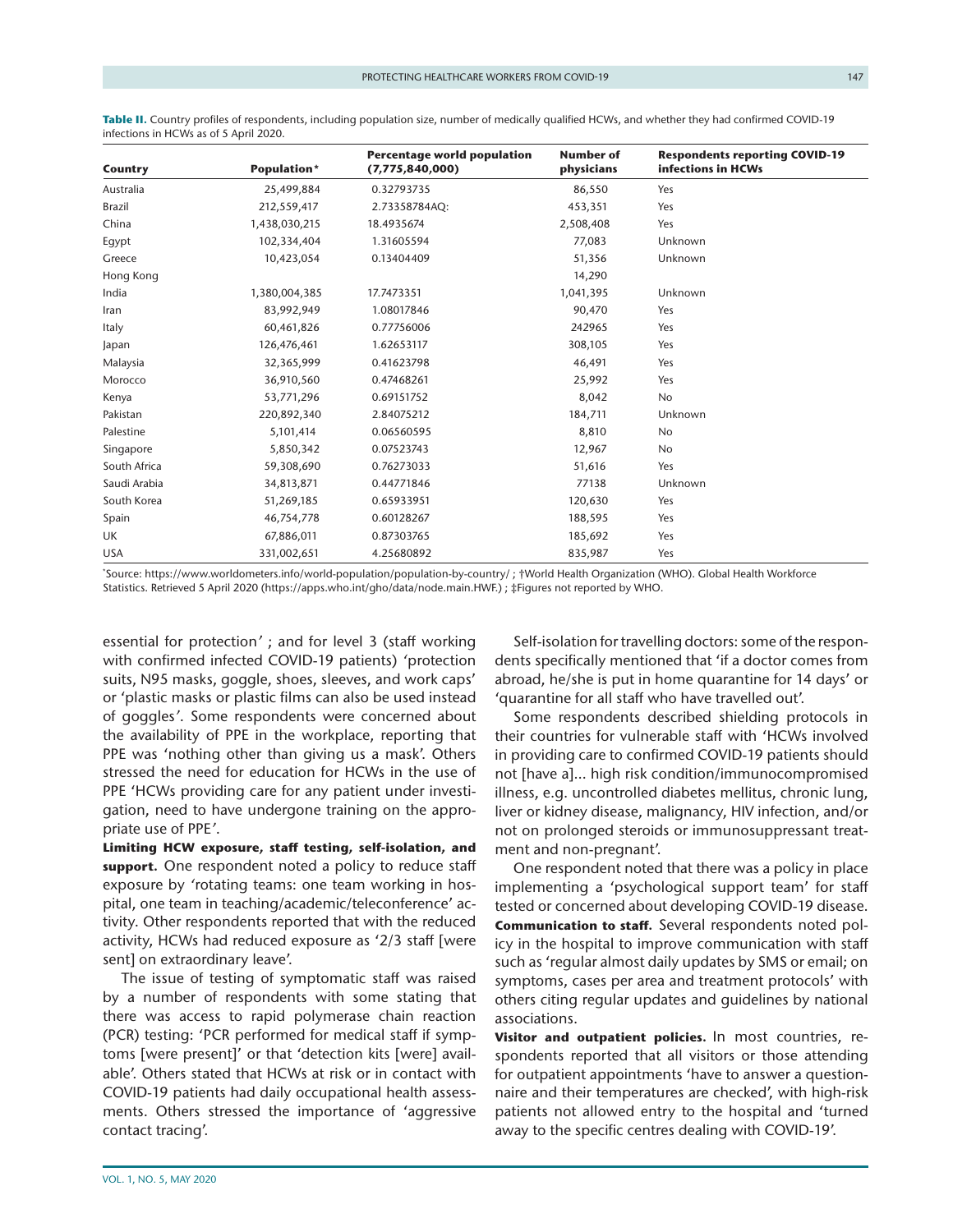**Table II.** Country profiles of respondents, including population size, number of medically qualified HCWs, and whether they had confirmed COVID-19 infections in HCWs as of 5 April 2020.

| Country | Population* | Percentage world population (7,775,840,000) | Number of physicians | Respondents reporting COVID-19 infections in HCWs |
|---|---|---|---|---|
| Australia | 25,499,884 | 0.32793735 | 86,550 | Yes |
| Brazil | 212,559,417 | 2.73358784AQ: | 453,351 | Yes |
| China | 1,438,030,215 | 18.4935674 | 2,508,408 | Yes |
| Egypt | 102,334,404 | 1.31605594 | 77,083 | Unknown |
| Greece | 10,423,054 | 0.13404409 | 51,356 | Unknown |
| Hong Kong | | | 14,290 | |
| India | 1,380,004,385 | 17.7473351 | 1,041,395 | Unknown |
| Iran | 83,992,949 | 1.08017846 | 90,470 | Yes |
| Italy | 60,461,826 | 0.77756006 | 242965 | Yes |
| Japan | 126,476,461 | 1.62653117 | 308,105 | Yes |
| Malaysia | 32,365,999 | 0.41623798 | 46,491 | Yes |
| Morocco | 36,910,560 | 0.47468261 | 25,992 | Yes |
| Kenya | 53,771,296 | 0.69151752 | 8,042 | No |
| Pakistan | 220,892,340 | 2.84075212 | 184,711 | Unknown |
| Palestine | 5,101,414 | 0.06560595 | 8,810 | No |
| Singapore | 5,850,342 | 0.07523743 | 12,967 | No |
| South Africa | 59,308,690 | 0.76273033 | 51,616 | Yes |
| Saudi Arabia | 34,813,871 | 0.44771846 | 77138 | Unknown |
| South Korea | 51,269,185 | 0.65933951 | 120,630 | Yes |
| Spain | 46,754,778 | 0.60128267 | 188,595 | Yes |
| UK | 67,886,011 | 0.87303765 | 185,692 | Yes |
| USA | 331,002,651 | 4.25680892 | 835,987 | Yes |

*Source: https://www.worldometers.info/world-population/population-by-country/ ; †World Health Organization (WHO). Global Health Workforce Statistics. Retrieved 5 April 2020 (https://apps.who.int/gho/data/node.main.HWF.) ; ‡Figures not reported by WHO.

essential for protection' ; and for level 3 (staff working with confirmed infected COVID-19 patients) 'protection suits, N95 masks, goggle, shoes, sleeves, and work caps' or 'plastic masks or plastic films can also be used instead of goggles'. Some respondents were concerned about the availability of PPE in the workplace, reporting that PPE was 'nothing other than giving us a mask'. Others stressed the need for education for HCWs in the use of PPE 'HCWs providing care for any patient under investigation, need to have undergone training on the appropriate use of PPE'.

**Limiting HCW exposure, staff testing, self-isolation, and support.** One respondent noted a policy to reduce staff exposure by 'rotating teams: one team working in hospital, one team in teaching/academic/teleconference' activity. Other respondents reported that with the reduced activity, HCWs had reduced exposure as '2/3 staff [were sent] on extraordinary leave'.

The issue of testing of symptomatic staff was raised by a number of respondents with some stating that there was access to rapid polymerase chain reaction (PCR) testing: 'PCR performed for medical staff if symptoms [were present]' or that 'detection kits [were] available'. Others stated that HCWs at risk or in contact with COVID-19 patients had daily occupational health assessments. Others stressed the importance of 'aggressive contact tracing'.

Self-isolation for travelling doctors: some of the respondents specifically mentioned that 'if a doctor comes from abroad, he/she is put in home quarantine for 14 days' or 'quarantine for all staff who have travelled out'.

Some respondents described shielding protocols in their countries for vulnerable staff with 'HCWs involved in providing care to confirmed COVID-19 patients should not [have a]... high risk condition/immunocompromised illness, e.g. uncontrolled diabetes mellitus, chronic lung, liver or kidney disease, malignancy, HIV infection, and/or not on prolonged steroids or immunosuppressant treatment and non-pregnant'.

One respondent noted that there was a policy in place implementing a 'psychological support team' for staff tested or concerned about developing COVID-19 disease.

**Communication to staff.** Several respondents noted policy in the hospital to improve communication with staff such as 'regular almost daily updates by SMS or email; on symptoms, cases per area and treatment protocols' with others citing regular updates and guidelines by national associations.

**Visitor and outpatient policies.** In most countries, respondents reported that all visitors or those attending for outpatient appointments 'have to answer a questionnaire and their temperatures are checked', with high-risk patients not allowed entry to the hospital and 'turned away to the specific centres dealing with COVID-19'.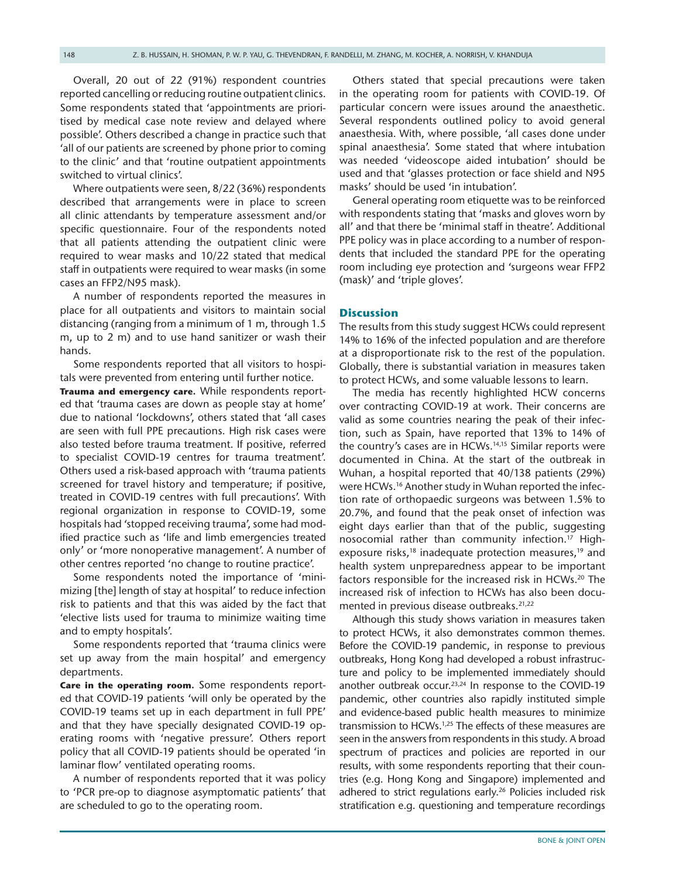Overall, 20 out of 22 (91%) respondent countries reported cancelling or reducing routine outpatient clinics. Some respondents stated that 'appointments are prioritised by medical case note review and delayed where possible'. Others described a change in practice such that 'all of our patients are screened by phone prior to coming to the clinic' and that 'routine outpatient appointments switched to virtual clinics'.

Where outpatients were seen, 8/22 (36%) respondents described that arrangements were in place to screen all clinic attendants by temperature assessment and/or specific questionnaire. Four of the respondents noted that all patients attending the outpatient clinic were required to wear masks and 10/22 stated that medical staff in outpatients were required to wear masks (in some cases an FFP2/N95 mask).

A number of respondents reported the measures in place for all outpatients and visitors to maintain social distancing (ranging from a minimum of 1 m, through 1.5 m, up to 2 m) and to use hand sanitizer or wash their hands.

Some respondents reported that all visitors to hospitals were prevented from entering until further notice.

**Trauma and emergency care.** While respondents reported that 'trauma cases are down as people stay at home' due to national 'lockdowns', others stated that 'all cases are seen with full PPE precautions. High risk cases were also tested before trauma treatment. If positive, referred to specialist COVID-19 centres for trauma treatment'. Others used a risk-based approach with 'trauma patients screened for travel history and temperature; if positive, treated in COVID-19 centres with full precautions'. With regional organization in response to COVID-19, some hospitals had 'stopped receiving trauma', some had modified practice such as 'life and limb emergencies treated only' or 'more nonoperative management'. A number of other centres reported 'no change to routine practice'.

Some respondents noted the importance of 'minimizing [the] length of stay at hospital' to reduce infection risk to patients and that this was aided by the fact that 'elective lists used for trauma to minimize waiting time and to empty hospitals'.

Some respondents reported that 'trauma clinics were set up away from the main hospital' and emergency departments.

**Care in the operating room.** Some respondents reported that COVID-19 patients 'will only be operated by the COVID-19 teams set up in each department in full PPE' and that they have specially designated COVID-19 operating rooms with 'negative pressure'. Others report policy that all COVID-19 patients should be operated 'in laminar flow' ventilated operating rooms.

A number of respondents reported that it was policy to 'PCR pre-op to diagnose asymptomatic patients' that are scheduled to go to the operating room.

Others stated that special precautions were taken in the operating room for patients with COVID-19. Of particular concern were issues around the anaesthetic. Several respondents outlined policy to avoid general anaesthesia. With, where possible, 'all cases done under spinal anaesthesia'. Some stated that where intubation was needed 'videoscope aided intubation' should be used and that 'glasses protection or face shield and N95 masks' should be used 'in intubation'.

General operating room etiquette was to be reinforced with respondents stating that 'masks and gloves worn by all' and that there be 'minimal staff in theatre'. Additional PPE policy was in place according to a number of respondents that included the standard PPE for the operating room including eye protection and 'surgeons wear FFP2 (mask)' and 'triple gloves'.

## Discussion

The results from this study suggest HCWs could represent 14% to 16% of the infected population and are therefore at a disproportionate risk to the rest of the population. Globally, there is substantial variation in measures taken to protect HCWs, and some valuable lessons to learn.

The media has recently highlighted HCW concerns over contracting COVID-19 at work. Their concerns are valid as some countries nearing the peak of their infection, such as Spain, have reported that 13% to 14% of the country's cases are in HCWs.[14,15] Similar reports were documented in China. At the start of the outbreak in Wuhan, a hospital reported that 40/138 patients (29%) were HCWs.[16] Another study in Wuhan reported the infection rate of orthopaedic surgeons was between 1.5% to 20.7%, and found that the peak onset of infection was eight days earlier than that of the public, suggesting nosocomial rather than community infection.[17] High-exposure risks,[18] inadequate protection measures,[19] and health system unpreparedness appear to be important factors responsible for the increased risk in HCWs.[20] The increased risk of infection to HCWs has also been documented in previous disease outbreaks.[21,22]

Although this study shows variation in measures taken to protect HCWs, it also demonstrates common themes. Before the COVID-19 pandemic, in response to previous outbreaks, Hong Kong had developed a robust infrastructure and policy to be implemented immediately should another outbreak occur.[23,24] In response to the COVID-19 pandemic, other countries also rapidly instituted simple and evidence-based public health measures to minimize transmission to HCWs.[1,25] The effects of these measures are seen in the answers from respondents in this study. A broad spectrum of practices and policies are reported in our results, with some respondents reporting that their countries (e.g. Hong Kong and Singapore) implemented and adhered to strict regulations early.[26] Policies included risk stratification e.g. questioning and temperature recordings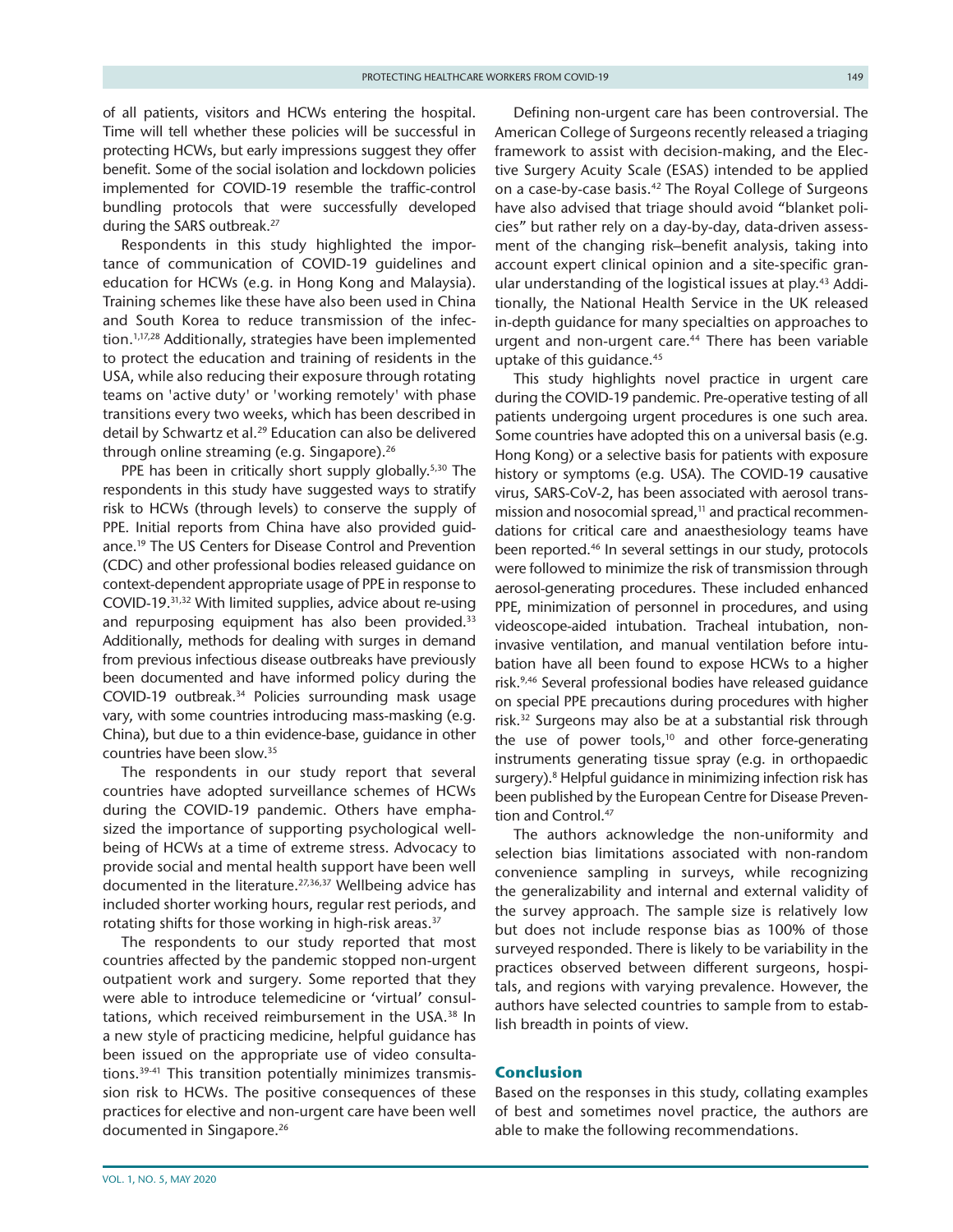of all patients, visitors and HCWs entering the hospital. Time will tell whether these policies will be successful in protecting HCWs, but early impressions suggest they offer benefit. Some of the social isolation and lockdown policies implemented for COVID-19 resemble the traffic-control bundling protocols that were successfully developed during the SARS outbreak.[27]

Respondents in this study highlighted the importance of communication of COVID-19 guidelines and education for HCWs (e.g. in Hong Kong and Malaysia). Training schemes like these have also been used in China and South Korea to reduce transmission of the infection.[1,17,28] Additionally, strategies have been implemented to protect the education and training of residents in the USA, while also reducing their exposure through rotating teams on 'active duty' or 'working remotely' with phase transitions every two weeks, which has been described in detail by Schwartz et al.[29] Education can also be delivered through online streaming (e.g. Singapore).[26]

PPE has been in critically short supply globally.[5,30] The respondents in this study have suggested ways to stratify risk to HCWs (through levels) to conserve the supply of PPE. Initial reports from China have also provided guidance.[19] The US Centers for Disease Control and Prevention (CDC) and other professional bodies released guidance on context-dependent appropriate usage of PPE in response to COVID-19.[31,32] With limited supplies, advice about re-using and repurposing equipment has also been provided.[33] Additionally, methods for dealing with surges in demand from previous infectious disease outbreaks have previously been documented and have informed policy during the COVID-19 outbreak.[34] Policies surrounding mask usage vary, with some countries introducing mass-masking (e.g. China), but due to a thin evidence-base, guidance in other countries have been slow.[35]

The respondents in our study report that several countries have adopted surveillance schemes of HCWs during the COVID-19 pandemic. Others have emphasized the importance of supporting psychological wellbeing of HCWs at a time of extreme stress. Advocacy to provide social and mental health support have been well documented in the literature.[27,36,37] Wellbeing advice has included shorter working hours, regular rest periods, and rotating shifts for those working in high-risk areas.[37]

The respondents to our study reported that most countries affected by the pandemic stopped non-urgent outpatient work and surgery. Some reported that they were able to introduce telemedicine or 'virtual' consultations, which received reimbursement in the USA.[38] In a new style of practicing medicine, helpful guidance has been issued on the appropriate use of video consultations.[39-41] This transition potentially minimizes transmission risk to HCWs. The positive consequences of these practices for elective and non-urgent care have been well documented in Singapore.[26]

Defining non-urgent care has been controversial. The American College of Surgeons recently released a triaging framework to assist with decision-making, and the Elective Surgery Acuity Scale (ESAS) intended to be applied on a case-by-case basis.[42] The Royal College of Surgeons have also advised that triage should avoid "blanket policies" but rather rely on a day-by-day, data-driven assessment of the changing risk–benefit analysis, taking into account expert clinical opinion and a site-specific granular understanding of the logistical issues at play.[43] Additionally, the National Health Service in the UK released in-depth guidance for many specialties on approaches to urgent and non-urgent care.[44] There has been variable uptake of this guidance.[45]

This study highlights novel practice in urgent care during the COVID-19 pandemic. Pre-operative testing of all patients undergoing urgent procedures is one such area. Some countries have adopted this on a universal basis (e.g. Hong Kong) or a selective basis for patients with exposure history or symptoms (e.g. USA). The COVID-19 causative virus, SARS-CoV-2, has been associated with aerosol transmission and nosocomial spread,[11] and practical recommendations for critical care and anaesthesiology teams have been reported.[46] In several settings in our study, protocols were followed to minimize the risk of transmission through aerosol-generating procedures. These included enhanced PPE, minimization of personnel in procedures, and using videoscope-aided intubation. Tracheal intubation, non-invasive ventilation, and manual ventilation before intubation have all been found to expose HCWs to a higher risk.[9,46] Several professional bodies have released guidance on special PPE precautions during procedures with higher risk.[32] Surgeons may also be at a substantial risk through the use of power tools,[10] and other force-generating instruments generating tissue spray (e.g. in orthopaedic surgery).[8] Helpful guidance in minimizing infection risk has been published by the European Centre for Disease Prevention and Control.[47]

The authors acknowledge the non-uniformity and selection bias limitations associated with non-random convenience sampling in surveys, while recognizing the generalizability and internal and external validity of the survey approach. The sample size is relatively low but does not include response bias as 100% of those surveyed responded. There is likely to be variability in the practices observed between different surgeons, hospitals, and regions with varying prevalence. However, the authors have selected countries to sample from to establish breadth in points of view.

## Conclusion

Based on the responses in this study, collating examples of best and sometimes novel practice, the authors are able to make the following recommendations.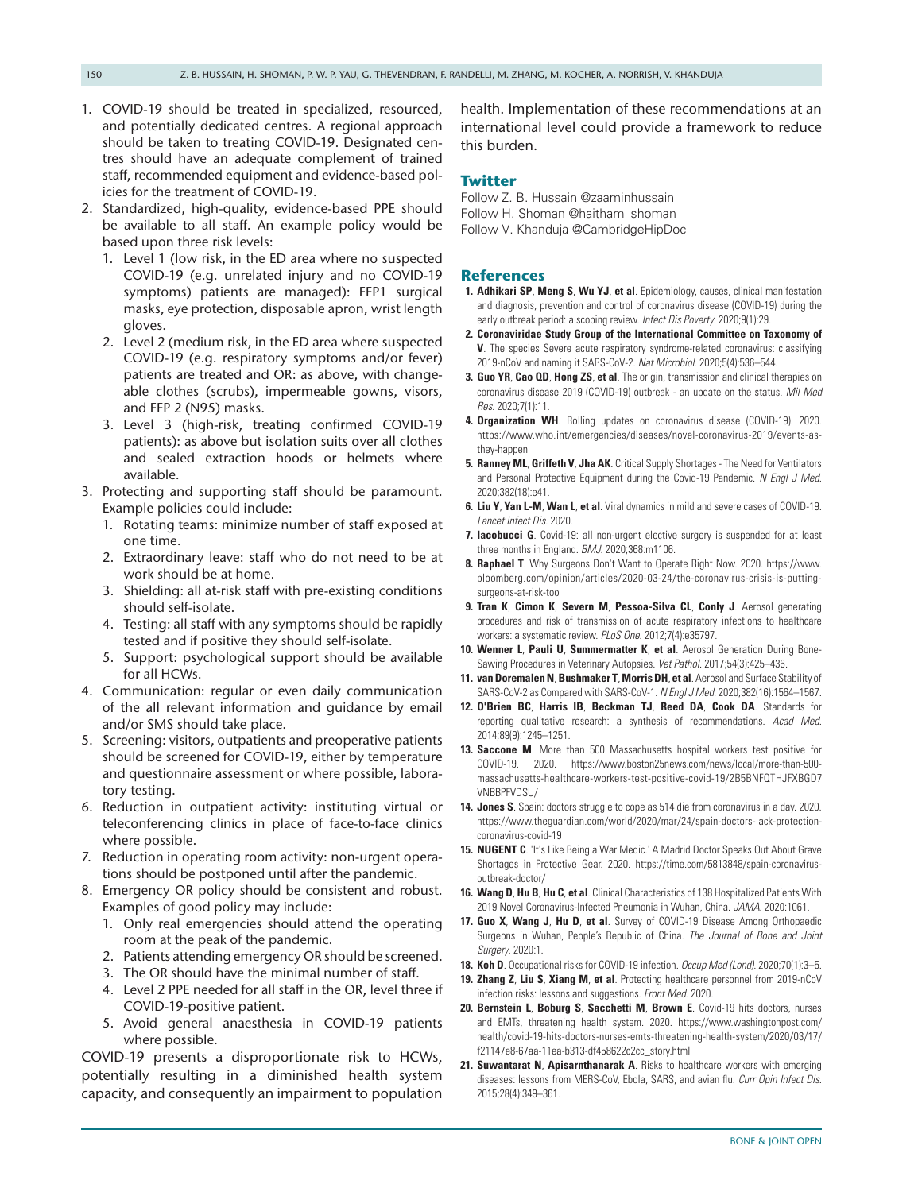1. COVID-19 should be treated in specialized, resourced, and potentially dedicated centres. A regional approach should be taken to treating COVID-19. Designated centres should have an adequate complement of trained staff, recommended equipment and evidence-based policies for the treatment of COVID-19.
2. Standardized, high-quality, evidence-based PPE should be available to all staff. An example policy would be based upon three risk levels:
   1. Level 1 (low risk, in the ED area where no suspected COVID-19 (e.g. unrelated injury and no COVID-19 symptoms) patients are managed): FFP1 surgical masks, eye protection, disposable apron, wrist length gloves.
   2. Level 2 (medium risk, in the ED area where suspected COVID-19 (e.g. respiratory symptoms and/or fever) patients are treated and OR: as above, with changeable clothes (scrubs), impermeable gowns, visors, and FFP 2 (N95) masks.
   3. Level 3 (high-risk, treating confirmed COVID-19 patients): as above but isolation suits over all clothes and sealed extraction hoods or helmets where available.
3. Protecting and supporting staff should be paramount. Example policies could include:
   1. Rotating teams: minimize number of staff exposed at one time.
   2. Extraordinary leave: staff who do not need to be at work should be at home.
   3. Shielding: all at-risk staff with pre-existing conditions should self-isolate.
   4. Testing: all staff with any symptoms should be rapidly tested and if positive they should self-isolate.
   5. Support: psychological support should be available for all HCWs.
4. Communication: regular or even daily communication of the all relevant information and guidance by email and/or SMS should take place.
5. Screening: visitors, outpatients and preoperative patients should be screened for COVID-19, either by temperature and questionnaire assessment or where possible, laboratory testing.
6. Reduction in outpatient activity: instituting virtual or teleconferencing clinics in place of face-to-face clinics where possible.
7. Reduction in operating room activity: non-urgent operations should be postponed until after the pandemic.
8. Emergency OR policy should be consistent and robust. Examples of good policy may include:
   1. Only real emergencies should attend the operating room at the peak of the pandemic.
   2. Patients attending emergency OR should be screened.
   3. The OR should have the minimal number of staff.
   4. Level 2 PPE needed for all staff in the OR, level three if COVID-19-positive patient.
   5. Avoid general anaesthesia in COVID-19 patients where possible.

COVID-19 presents a disproportionate risk to HCWs, potentially resulting in a diminished health system capacity, and consequently an impairment to population health. Implementation of these recommendations at an international level could provide a framework to reduce this burden.

## Twitter

Follow Z. B. Hussain @zaaminhussain
Follow H. Shoman @haitham_shoman
Follow V. Khanduja @CambridgeHipDoc

## References

1. **Adhikari SP, Meng S, Wu YJ, et al**. Epidemiology, causes, clinical manifestation and diagnosis, prevention and control of coronavirus disease (COVID-19) during the early outbreak period: a scoping review. *Infect Dis Poverty*. 2020;9(1):29.
2. **Coronaviridae Study Group of the International Committee on Taxonomy of V**. The species Severe acute respiratory syndrome-related coronavirus: classifying 2019-nCoV and naming it SARS-CoV-2. *Nat Microbiol*. 2020;5(4):536–544.
3. **Guo YR, Cao QD, Hong ZS, et al**. The origin, transmission and clinical therapies on coronavirus disease 2019 (COVID-19) outbreak - an update on the status. *Mil Med Res*. 2020;7(1):11.
4. **Organization WH**. Rolling updates on coronavirus disease (COVID-19). 2020. https://www.who.int/emergencies/diseases/novel-coronavirus-2019/events-as-they-happen
5. **Ranney ML, Griffeth V, Jha AK**. Critical Supply Shortages - The Need for Ventilators and Personal Protective Equipment during the Covid-19 Pandemic. *N Engl J Med*. 2020;382(18):e41.
6. **Liu Y, Yan L-M, Wan L, et al**. Viral dynamics in mild and severe cases of COVID-19. *Lancet Infect Dis*. 2020.
7. **Iacobucci G**. Covid-19: all non-urgent elective surgery is suspended for at least three months in England. *BMJ*. 2020;368:m1106.
8. **Raphael T**. Why Surgeons Don't Want to Operate Right Now. 2020. https://www.bloomberg.com/opinion/articles/2020-03-24/the-coronavirus-crisis-is-putting-surgeons-at-risk-too
9. **Tran K, Cimon K, Severn M, Pessoa-Silva CL, Conly J**. Aerosol generating procedures and risk of transmission of acute respiratory infections to healthcare workers: a systematic review. *PLoS One*. 2012;7(4):e35797.
10. **Wenner L, Pauli U, Summermatter K, et al**. Aerosol Generation During Bone-Sawing Procedures in Veterinary Autopsies. *Vet Pathol*. 2017;54(3):425–436.
11. **van Doremalen N, Bushmaker T, Morris DH, et al**. Aerosol and Surface Stability of SARS-CoV-2 as Compared with SARS-CoV-1. *N Engl J Med*. 2020;382(16):1564–1567.
12. **O'Brien BC, Harris IB, Beckman TJ, Reed DA, Cook DA**. Standards for reporting qualitative research: a synthesis of recommendations. *Acad Med*. 2014;89(9):1245–1251.
13. **Saccone M**. More than 500 Massachusetts hospital workers test positive for COVID-19. 2020. https://www.boston25news.com/news/local/more-than-500-massachusetts-healthcare-workers-test-positive-covid-19/2B5BNFQTHJFXBGD7VNBBPFVDSU/
14. **Jones S**. Spain: doctors struggle to cope as 514 die from coronavirus in a day. 2020. https://www.theguardian.com/world/2020/mar/24/spain-doctors-lack-protection-coronavirus-covid-19
15. **NUGENT C**. 'It's Like Being a War Medic.' A Madrid Doctor Speaks Out About Grave Shortages in Protective Gear. 2020. https://time.com/5813848/spain-coronavirus-outbreak-doctor/
16. **Wang D, Hu B, Hu C, et al**. Clinical Characteristics of 138 Hospitalized Patients With 2019 Novel Coronavirus-Infected Pneumonia in Wuhan, China. *JAMA*. 2020:1061.
17. **Guo X, Wang J, Hu D, et al**. Survey of COVID-19 Disease Among Orthopaedic Surgeons in Wuhan, People's Republic of China. *The Journal of Bone and Joint Surgery*. 2020:1.
18. **Koh D**. Occupational risks for COVID-19 infection. *Occup Med (Lond)*. 2020;70(1):3–5.
19. **Zhang Z, Liu S, Xiang M, et al**. Protecting healthcare personnel from 2019-nCoV infection risks: lessons and suggestions. *Front Med*. 2020.
20. **Bernstein L, Boburg S, Sacchetti M, Brown E**. Covid-19 hits doctors, nurses and EMTs, threatening health system. 2020. https://www.washingtonpost.com/health/covid-19-hits-doctors-nurses-emts-threatening-health-system/2020/03/17/f21147e8-67aa-11ea-b313-df458622c2cc_story.html
21. **Suwantarat N, Apisarnthanarak A**. Risks to healthcare workers with emerging diseases: lessons from MERS-CoV, Ebola, SARS, and avian flu. *Curr Opin Infect Dis*. 2015;28(4):349–361.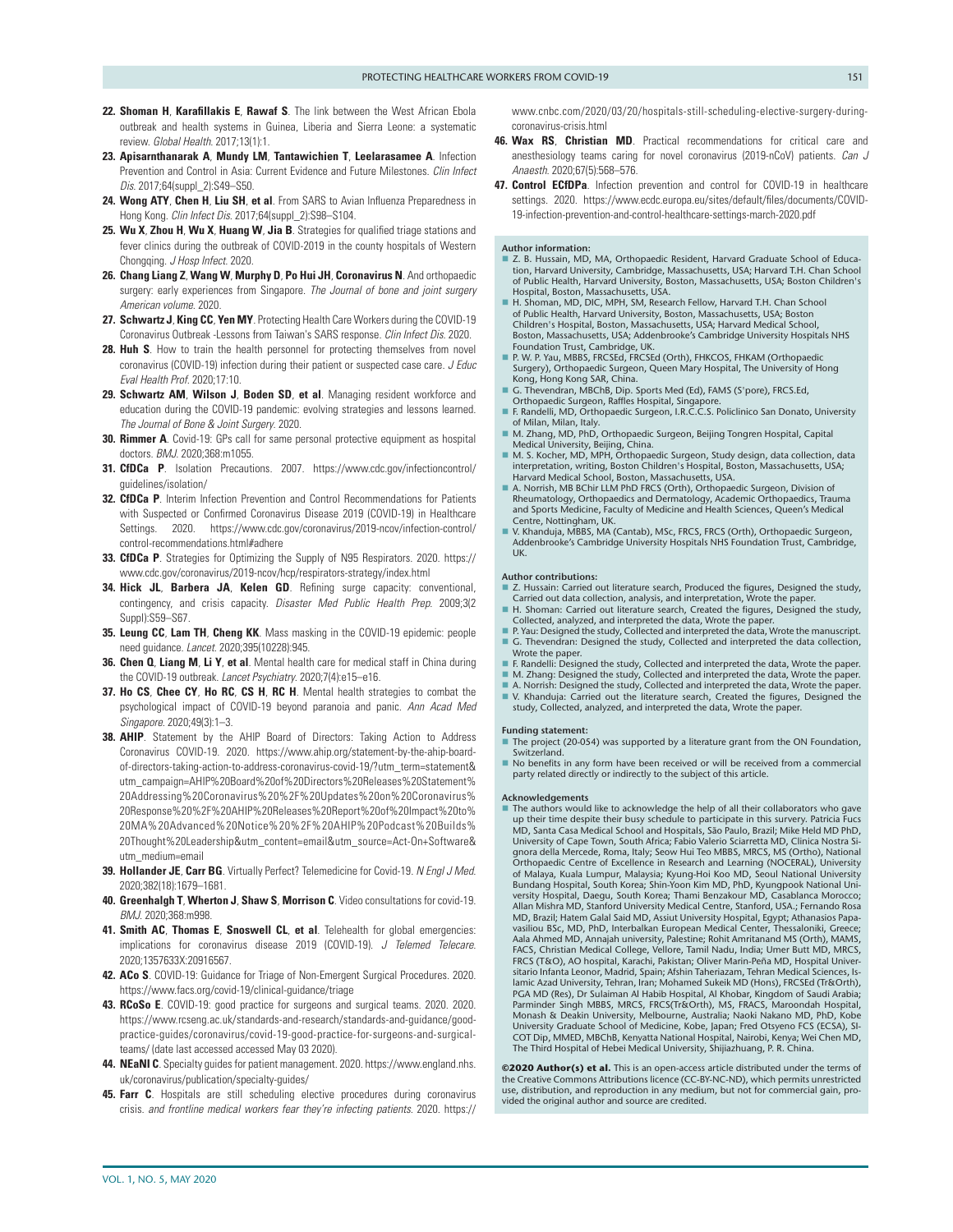22. **Shoman H**, **Karafillakis E**, **Rawaf S**. The link between the West African Ebola outbreak and health systems in Guinea, Liberia and Sierra Leone: a systematic review. *Global Health*. 2017;13(1):1.

23. **Apisarnthanarak A**, **Mundy LM**, **Tantawichien T**, **Leelarasamee A**. Infection Prevention and Control in Asia: Current Evidence and Future Milestones. *Clin Infect Dis*. 2017;64(suppl_2):S49–S50.

24. **Wong ATY**, **Chen H**, **Liu SH**, **et al**. From SARS to Avian Influenza Preparedness in Hong Kong. *Clin Infect Dis*. 2017;64(suppl_2):S98–S104.

25. **Wu X**, **Zhou H**, **Wu X**, **Huang W**, **Jia B**. Strategies for qualified triage stations and fever clinics during the outbreak of COVID-2019 in the county hospitals of Western Chongqing. *J Hosp Infect*. 2020.

26. **Chang Liang Z**, **Wang W**, **Murphy D**, **Po Hui JH**, **Coronavirus N**. And orthopaedic surgery: early experiences from Singapore. *The Journal of bone and joint surgery American volume*. 2020.

27. **Schwartz J**, **King CC**, **Yen MY**. Protecting Health Care Workers during the COVID-19 Coronavirus Outbreak -Lessons from Taiwan's SARS response. *Clin Infect Dis*. 2020.

28. **Huh S**. How to train the health personnel for protecting themselves from novel coronavirus (COVID-19) infection during their patient or suspected case care. *J Educ Eval Health Prof*. 2020;17:10.

29. **Schwartz AM**, **Wilson J**, **Boden SD**, **et al**. Managing resident workforce and education during the COVID-19 pandemic: evolving strategies and lessons learned. *The Journal of Bone & Joint Surgery*. 2020.

30. **Rimmer A**. Covid-19: GPs call for same personal protective equipment as hospital doctors. *BMJ*. 2020;368:m1055.

31. **CfDCa P**. Isolation Precautions. 2007. https://www.cdc.gov/infectioncontrol/guidelines/isolation/

32. **CfDCa P**. Interim Infection Prevention and Control Recommendations for Patients with Suspected or Confirmed Coronavirus Disease 2019 (COVID-19) in Healthcare Settings. 2020. https://www.cdc.gov/coronavirus/2019-ncov/infection-control/control-recommendations.html#adhere

33. **CfDCa P**. Strategies for Optimizing the Supply of N95 Respirators. 2020. https://www.cdc.gov/coronavirus/2019-ncov/hcp/respirators-strategy/index.html

34. **Hick JL**, **Barbera JA**, **Kelen GD**. Refining surge capacity: conventional, contingency, and crisis capacity. *Disaster Med Public Health Prep*. 2009;3(2 Suppl):S59–S67.

35. **Leung CC**, **Lam TH**, **Cheng KK**. Mass masking in the COVID-19 epidemic: people need guidance. *Lancet*. 2020;395(10228):945.

36. **Chen Q**, **Liang M**, **Li Y**, **et al**. Mental health care for medical staff in China during the COVID-19 outbreak. *Lancet Psychiatry*. 2020;7(4):e15–e16.

37. **Ho CS**, **Chee CY**, **Ho RC**, **CS H**, **RC H**. Mental health strategies to combat the psychological impact of COVID-19 beyond paranoia and panic. *Ann Acad Med Singapore*. 2020;49(3):1–3.

38. **AHIP**. Statement by the AHIP Board of Directors: Taking Action to Address Coronavirus COVID-19. 2020. https://www.ahip.org/statement-by-the-ahip-board-of-directors-taking-action-to-address-coronavirus-covid-19/?utm_term=statement&utm_campaign=AHIP%20Board%20of%20Directors%20Releases%20Statement%20Addressing%20Coronavirus%20%2F%20Updates%20on%20Coronavirus%20Response%20%2F%20AHIP%20Releases%20Report%20of%20Impact%20to%20MA%20Advanced%20Notice%20%2F%20AHIP%20Podcast%20Builds%20Thought%20Leadership&utm_content=email&utm_source=Act-On+Software&utm_medium=email

39. **Hollander JE**, **Carr BG**. Virtually Perfect? Telemedicine for Covid-19. *N Engl J Med*. 2020;382(18):1679–1681.

40. **Greenhalgh T**, **Wherton J**, **Shaw S**, **Morrison C**. Video consultations for covid-19. *BMJ*. 2020;368:m998.

41. **Smith AC**, **Thomas E**, **Snoswell CL**, **et al**. Telehealth for global emergencies: implications for coronavirus disease 2019 (COVID-19). *J Telemed Telecare*. 2020;1357633X:20916567.

42. **ACo S**. COVID-19: Guidance for Triage of Non-Emergent Surgical Procedures. 2020. https://www.facs.org/covid-19/clinical-guidance/triage

43. **RCoSo E**. COVID-19: good practice for surgeons and surgical teams. 2020. 2020. https://www.rcseng.ac.uk/standards-and-research/standards-and-guidance/good-practice-guides/coronavirus/covid-19-good-practice-for-surgeons-and-surgical-teams/ (date last accessed accessed May 03 2020).

44. **NEaNI C**. Specialty guides for patient management. 2020. https://www.england.nhs.uk/coronavirus/publication/specialty-guides/

45. **Farr C**. Hospitals are still scheduling elective procedures during coronavirus crisis. *and frontline medical workers fear they're infecting patients*. 2020. https://www.cnbc.com/2020/03/20/hospitals-still-scheduling-elective-surgery-during-coronavirus-crisis.html

46. **Wax RS**, **Christian MD**. Practical recommendations for critical care and anesthesiology teams caring for novel coronavirus (2019-nCoV) patients. *Can J Anaesth*. 2020;67(5):568–576.

47. **Control ECfDPa**. Infection prevention and control for COVID-19 in healthcare settings. 2020. https://www.ecdc.europa.eu/sites/default/files/documents/COVID-19-infection-prevention-and-control-healthcare-settings-march-2020.pdf

**Author information:**

- Z. B. Hussain, MD, MA, Orthopaedic Resident, Harvard Graduate School of Education, Harvard University, Cambridge, Massachusetts, USA; Harvard T.H. Chan School of Public Health, Harvard University, Boston, Massachusetts, USA; Boston Children's Hospital, Boston, Massachusetts, USA.
- H. Shoman, MD, DIC, MPH, SM, Research Fellow, Harvard T.H. Chan School of Public Health, Harvard University, Boston, Massachusetts, USA; Boston Children's Hospital, Boston, Massachusetts, USA; Harvard Medical School, Boston, Massachusetts, USA; Addenbrooke's Cambridge University Hospitals NHS Foundation Trust, Cambridge, UK.
- P. W. P. Yau, MBBS, FRCSEd, FRCSEd (Orth), FHKCOS, FHKAM (Orthopaedic Surgery), Orthopaedic Surgeon, Queen Mary Hospital, The University of Hong Kong, Hong Kong SAR, China.
- G. Thevendran, MBChB, Dip. Sports Med (Ed), FAMS (S'pore), FRCS.Ed, Orthopaedic Surgeon, Raffles Hospital, Singapore.
- F. Randelli, MD, Orthopaedic Surgeon, I.R.C.C.S. Policlinico San Donato, University of Milan, Milan, Italy.
- M. Zhang, MD, PhD, Orthopaedic Surgeon, Beijing Tongren Hospital, Capital Medical University, Beijing, China.
- M. S. Kocher, MD, MPH, Orthopaedic Surgeon, Study design, data collection, data interpretation, writing, Boston Children's Hospital, Boston, Massachusetts, USA; Harvard Medical School, Boston, Massachusetts, USA.
- A. Norrish, MB BChir LLM PhD FRCS (Orth), Orthopaedic Surgeon, Division of Rheumatology, Orthopaedics and Dermatology, Academic Orthopaedics, Trauma and Sports Medicine, Faculty of Medicine and Health Sciences, Queen's Medical Centre, Nottingham, UK.
- V. Khanduja, MBBS, MA (Cantab), MSc, FRCS, FRCS (Orth), Orthopaedic Surgeon, Addenbrooke's Cambridge University Hospitals NHS Foundation Trust, Cambridge, UK.

**Author contributions:**

- Z. Hussain: Carried out literature search, Produced the figures, Designed the study, Carried out data collection, analysis, and interpretation, Wrote the paper.
- H. Shoman: Carried out literature search, Created the figures, Designed the study, Collected, analyzed, and interpreted the data, Wrote the paper.
- P. Yau: Designed the study, Collected and interpreted the data, Wrote the manuscript.
- G. Thevendran: Designed the study, Collected and interpreted the data collection, Wrote the paper.
- F. Randelli: Designed the study, Collected and interpreted the data, Wrote the paper.
- M. Zhang: Designed the study, Collected and interpreted the data, Wrote the paper.
- A. Norrish: Designed the study, Collected and interpreted the data, Wrote the paper.
- V. Khanduja: Carried out the literature search, Created the figures, Designed the study, Collected, analyzed, and interpreted the data, Wrote the paper.

**Funding statement:**

- The project (20-054) was supported by a literature grant from the ON Foundation, Switzerland.
- No benefits in any form have been received or will be received from a commercial party related directly or indirectly to the subject of this article.

**Acknowledgements**

- The authors would like to acknowledge the help of all their collaborators who gave up their time despite their busy schedule to participate in this survery. Patricia Fucs MD, Santa Casa Medical School and Hospitals, São Paulo, Brazil; Mike Held MD PhD, University of Cape Town, South Africa; Fabio Valerio Sciarretta MD, Clinica Nostra Signora della Mercede, Roma, Italy; Seow Hui Teo MBBS, MRCS, MS (Ortho), National Orthopaedic Centre of Excellence in Research and Learning (NOCERAL), University of Malaya, Kuala Lumpur, Malaysia; Kyung-Hoi Koo MD, Seoul National University Bundang Hospital, South Korea; Shin-Yoon Kim MD, PhD, Kyungpook National University Hospital, Daegu, South Korea; Thami Benzakour MD, Casablanca Morocco; Allan Mishra MD, Stanford University Medical Centre, Stanford, USA.; Fernando Rosa MD, Brazil; Hatem Galal Said MD, Assiut University Hospital, Egypt; Athanasios Papavasiliou BSc, MD, PhD, Interbalkan European Medical Center, Thessaloniki, Greece; Aala Ahmed MD, Annajah university, Palestine; Rohit Amritanand MS (Orth), MAMS, FACS, Christian Medical College, Vellore, Tamil Nadu, India; Umer Butt MD, MRCS, FRCS (T&O), AO hospital, Karachi, Pakistan; Oliver Marin-Peña MD, Hospital Universitario Infanta Leonor, Madrid, Spain; Afshin Taheriazam, Tehran Medical Sciences, Islamic Azad University, Tehran, Iran; Mohamed Sukeik MD (Hons), FRCSEd (Tr&Orth), PGA MD (Res), Dr Sulaiman Al Habib Hospital, Al Khobar, Kingdom of Saudi Arabia; Parminder Singh MBBS, MRCS, FRCS(Tr&Orth), MS, FRACS, Maroondah Hospital, Monash & Deakin University, Melbourne, Australia; Naoki Nakano MD, PhD, Kobe University Graduate School of Medicine, Kobe, Japan; Fred Otsyeno FCS (ECSA), SICOT Dip, MMED, MBChB, Kenyatta National Hospital, Nairobi, Kenya; Wei Chen MD, The Third Hospital of Hebei Medical University, Shijiazhuang, P. R. China.

**©2020 Author(s) et al.** This is an open-access article distributed under the terms of the Creative Commons Attributions licence (CC-BY-NC-ND), which permits unrestricted use, distribution, and reproduction in any medium, but not for commercial gain, provided the original author and source are credited.